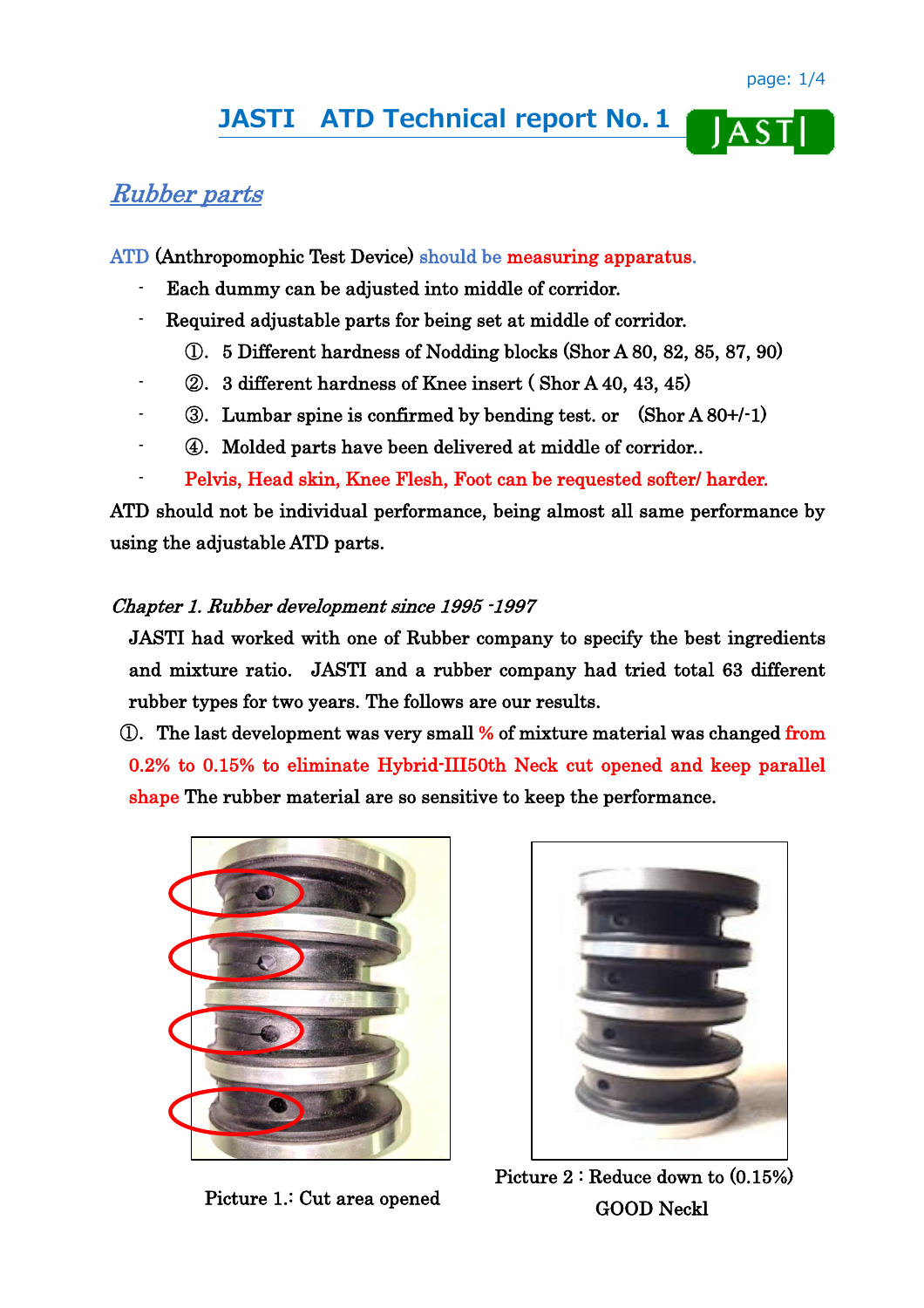# JASTI ATD Technical report No. 1

## *Rubber parts*

ATD (Anthropomophic Test Device) should be measuring apparatus.

- Each dummy can be adjusted into middle of corridor.
- Required adjustable parts for being set at middle of corridor.
  - ①. 5 Different hardness of Nodding blocks (Shor A 80, 82, 85, 87, 90)
  - ②. 3 different hardness of Knee insert ( Shor A 40, 43, 45)
  - ③. Lumbar spine is confirmed by bending test. or (Shor A 80+/-1)
  - ④. Molded parts have been delivered at middle of corridor..
  - Pelvis, Head skin, Knee Flesh, Foot can be requested softer/ harder.

ATD should not be individual performance, being almost all same performance by using the adjustable ATD parts.

### *Chapter 1. Rubber development since 1995 -1997*

JASTI had worked with one of Rubber company to specify the best ingredients and mixture ratio. JASTI and a rubber company had tried total 63 different rubber types for two years. The follows are our results.

①. The last development was very small % of mixture material was changed from 0.2% to 0.15% to eliminate Hybrid-III50th Neck cut opened and keep parallel shape The rubber material are so sensitive to keep the performance.

Picture 1.: Cut area opened

Picture 2 : Reduce down to (0.15%) GOOD Neckl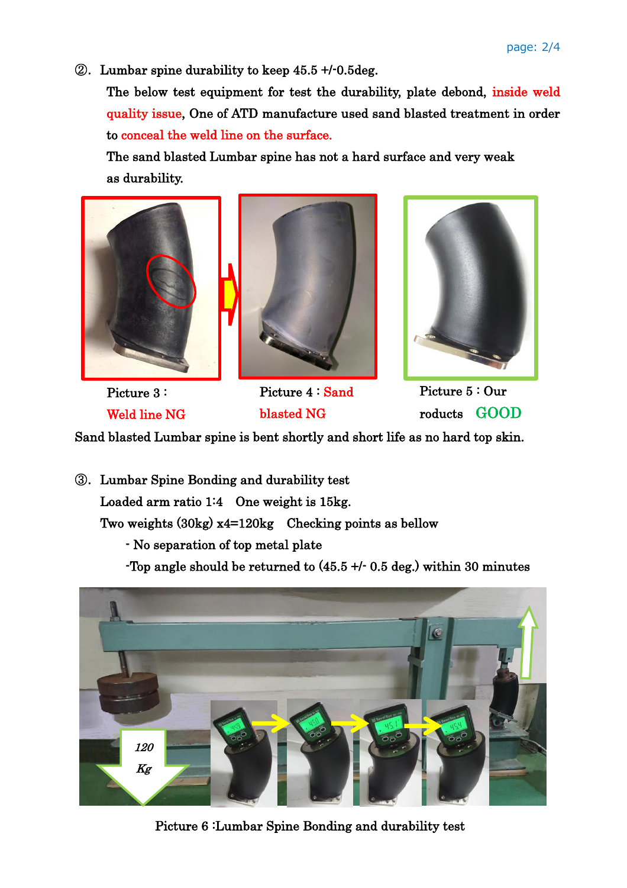②. Lumbar spine durability to keep 45.5 +/-0.5deg.

The below test equipment for test the durability, plate debond, inside weld quality issue, One of ATD manufacture used sand blasted treatment in order to conceal the weld line on the surface.

The sand blasted Lumbar spine has not a hard surface and very weak as durability.

Picture 3 : Weld line NG

Picture 4 : Sand blasted NG

Picture 5 : Our roducts GOOD

Sand blasted Lumbar spine is bent shortly and short life as no hard top skin.

③. Lumbar Spine Bonding and durability test

Loaded arm ratio 1:4 One weight is 15kg.

Two weights (30kg) x4=120kg Checking points as bellow

- No separation of top metal plate
- Top angle should be returned to (45.5 +/- 0.5 deg.) within 30 minutes

120 Kg

Picture 6 :Lumbar Spine Bonding and durability test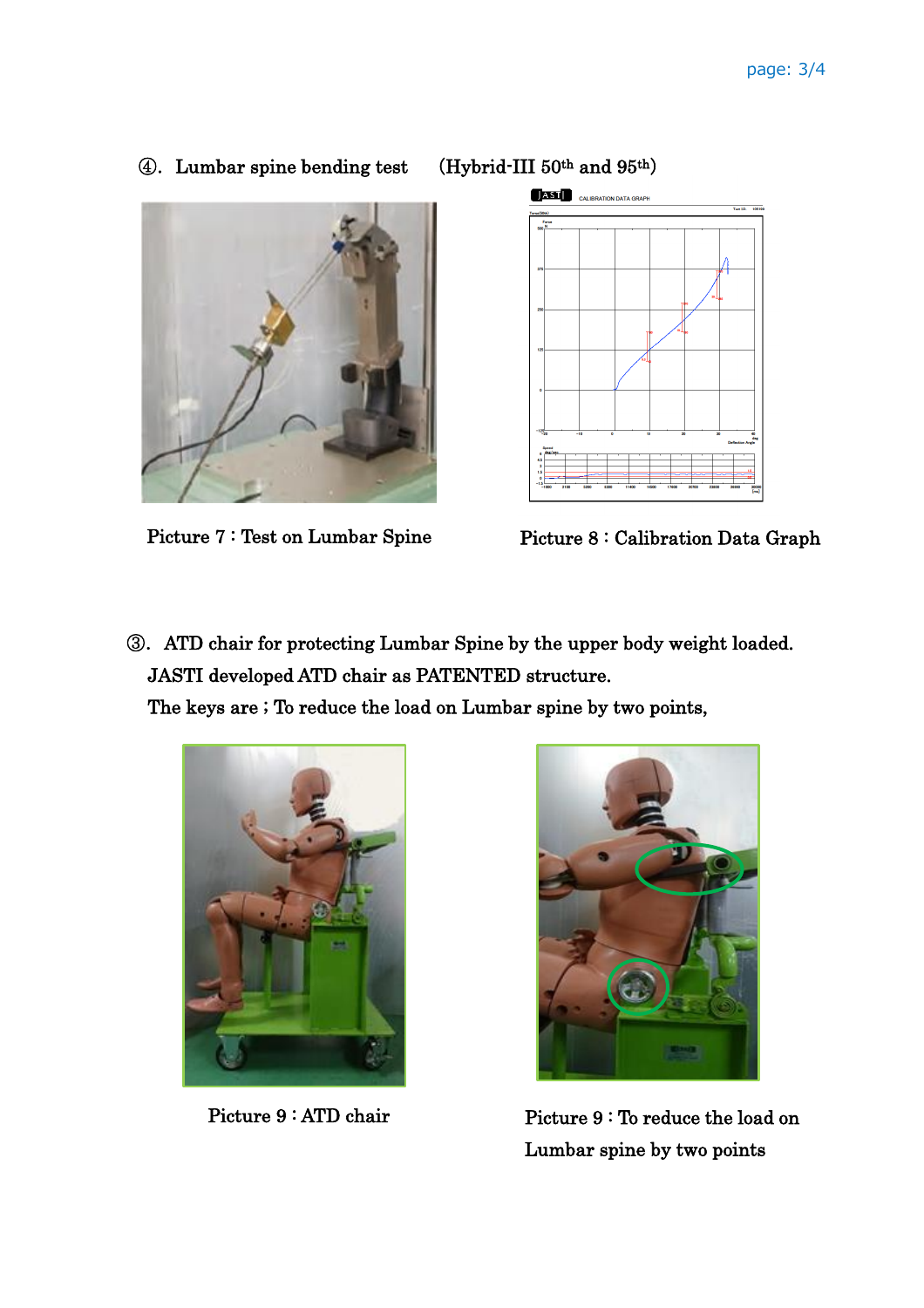④. Lumbar spine bending test (Hybrid-III 50th and 95th)

Picture 7 : Test on Lumbar Spine

Picture 8 : Calibration Data Graph

③. ATD chair for protecting Lumbar Spine by the upper body weight loaded.

JASTI developed ATD chair as PATENTED structure.

The keys are ; To reduce the load on Lumbar spine by two points,

Picture 9 : ATD chair

Picture 9 : To reduce the load on Lumbar spine by two points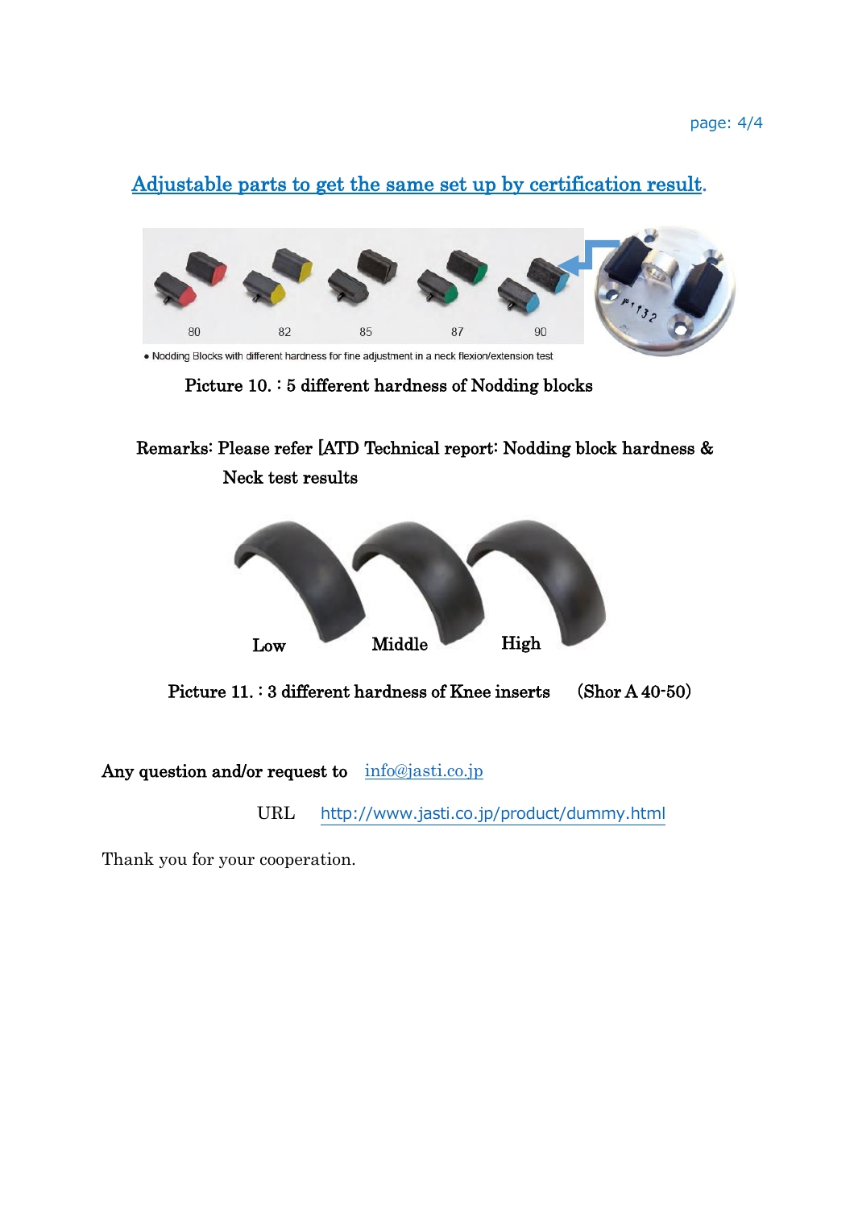## Adjustable parts to get the same set up by certification result.

80

82

85

87

90

● Nodding Blocks with different hardness for fine adjustment in a neck flexion/extension test

Picture 10. : 5 different hardness of Nodding blocks

Remarks: Please refer [ATD Technical report: Nodding block hardness & Neck test results

Low

Middle

High

Picture 11. : 3 different hardness of Knee inserts (Shor A 40-50)

Any question and/or request to info@jasti.co.jp

URL http://www.jasti.co.jp/product/dummy.html

Thank you for your cooperation.